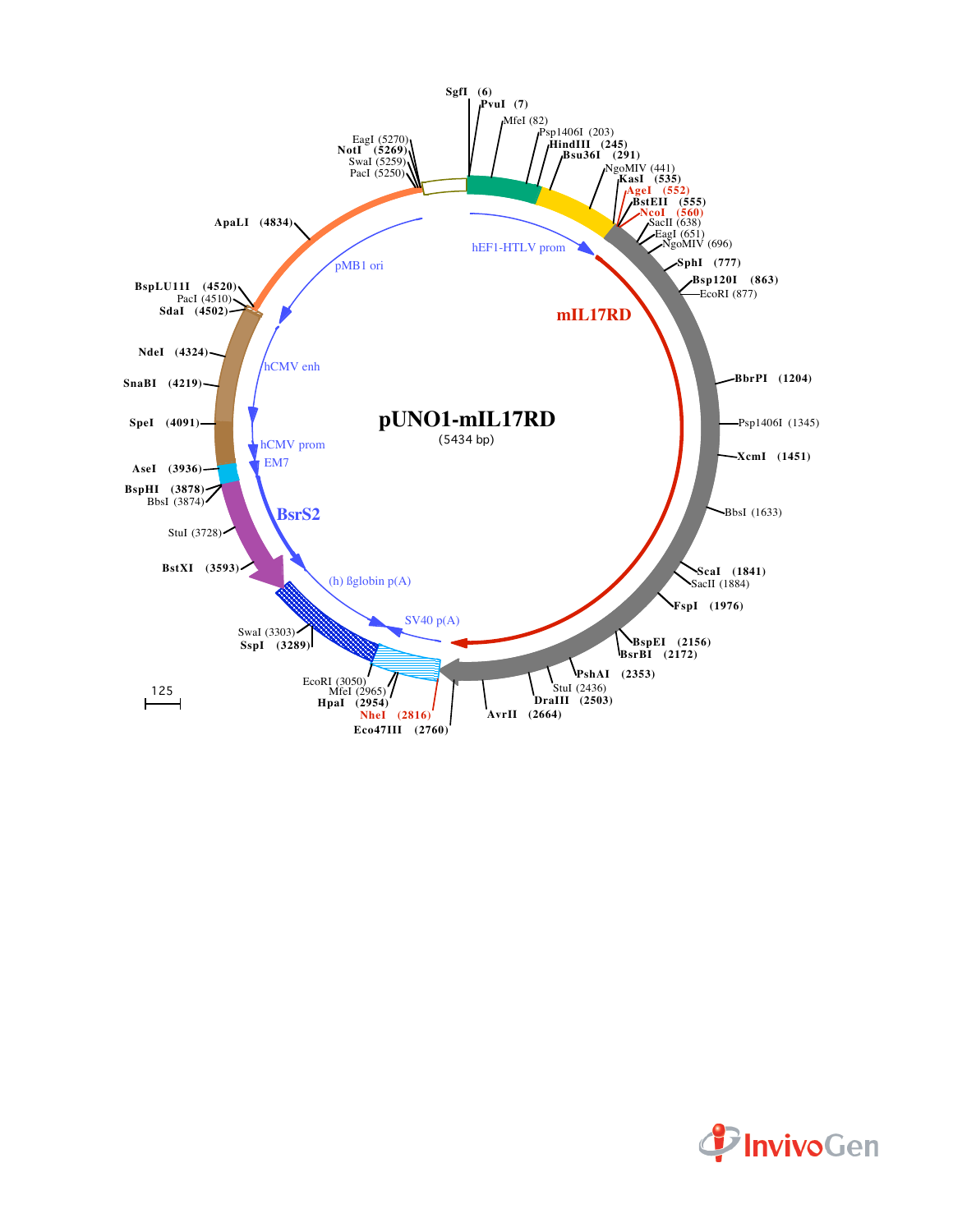# pUNO1-mIL17RD

(5434 bp)

SgfI (6)
PvuI (7)
MfeI (82)
Psp1406I (203)
HindIII (245)
Bsu36I (291)
NgoMIV (441)
KasI (535)
AgeI (552)
BstEII (555)
NcoI (560)
SacII (638)
EagI (651)
NgoMIV (696)
SphI (777)
Bsp120I (863)
EcoRI (877)
BbrPI (1204)
Psp1406I (1345)
XcmI (1451)
BbsI (1633)
ScaI (1841)
SacII (1884)
FspI (1976)
BspEI (2156)
BsrBI (2172)
PshAI (2353)
StuI (2436)
DraIII (2503)
AvrII (2664)
Eco47III (2760)
NheI (2816)
HpaI (2954)
MfeI (2965)
EcoRI (3050)
SspI (3289)
SwaI (3303)
BstXI (3593)
StuI (3728)
BbsI (3874)
BspHI (3878)
AseI (3936)
SpeI (4091)
SnaBI (4219)
NdeI (4324)
SdaI (4502)
PacI (4510)
BspLU11I (4520)
ApaLI (4834)
PacI (5250)
SwaI (5259)
NotI (5269)
EagI (5270)

hEF1-HTLV prom

mIL17RD

SV40 p(A)

(h) ßglobin p(A)

BsrS2

EM7

hCMV prom

hCMV enh

pMB1 ori

125

InvivoGen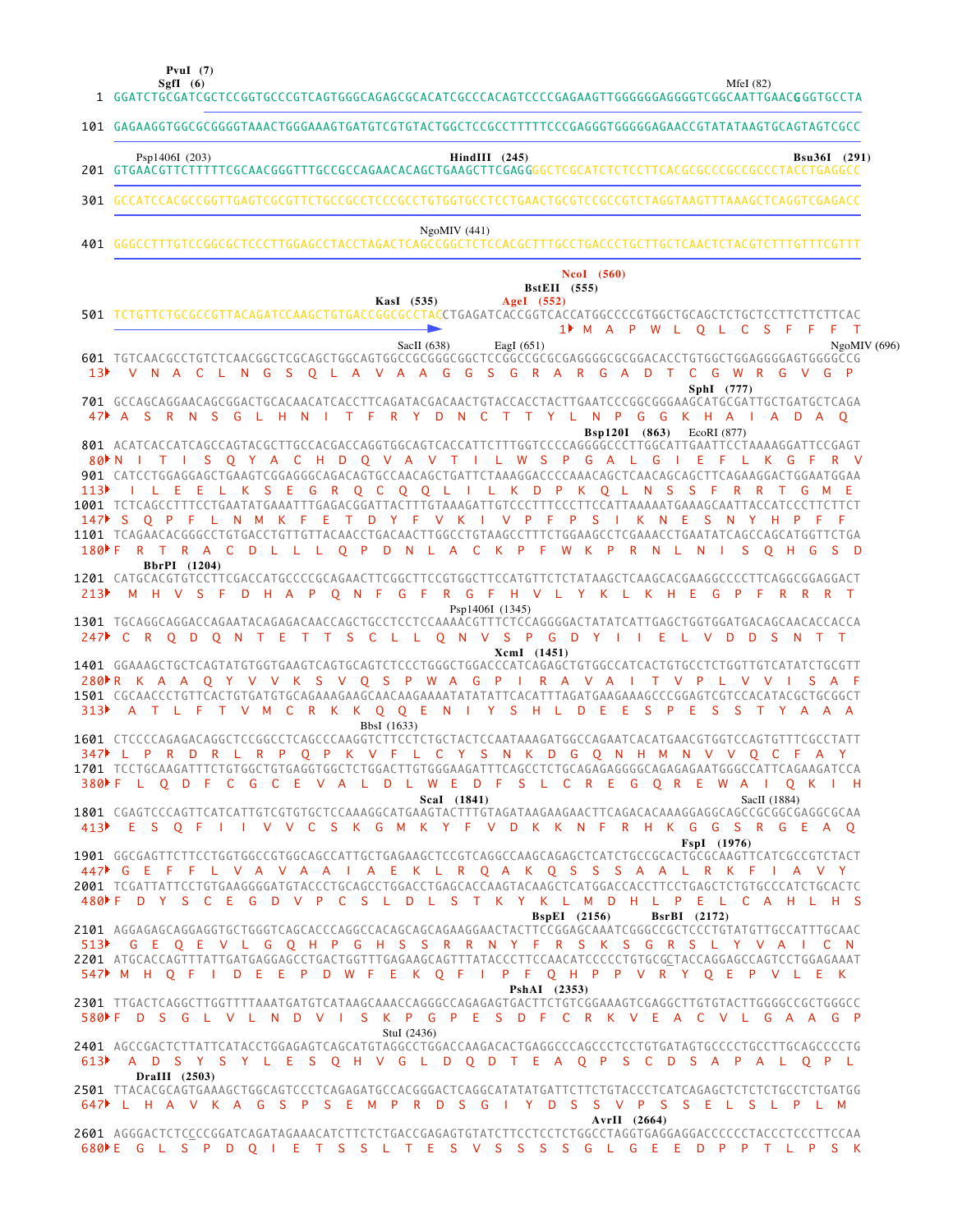```
                         PvuI  (7)
                        SgfI  (6)                                                                                MfeI (82)
   1 GGATCTGCGATCGCTCCGGTGCCCGTCAGTGGGCAGAGCGCACATCGCCCACAGTCCCCGAGAAGTTGGGGGGAGGGGTCGGCAATTGAACGGGTGCCTA

 101 GAGAAGGTGGCGCGGGGTAAACTGGGAAAGTGATGTCGTGTACTGGCTCCGCCTTTTTCCCGAGGGTGGGGGAGAACCGTATATAAGTGCAGTAGTCGCC

       Psp1406I (203)                           HindIII  (245)                                            Bsu36I  (291)
 201 GTGAACGTTCTTTTTCGCAACGGGTTTGCCGCCAGAACACAGCTGAAGCTTCGAGGGGCTCGCATCTCTCCTTCACGCGCCCGCCGCCCTACCTGAGGCC

 301 GCCATCCACGCCGGTTGAGTCGCGTTCTGCCGCCTCCCGCCTGTGGTGCCTCCTGAACTGCGTCCGCCGTCTAGGTAAGTTTAAAGCTCAGGTCGAGACC

                                                    NgoMIV (441)
 401 GGGCCTTTGTCCGGCGCTCCCTTGGAGCCTACCTAGACTCAGCCGGCTCTCCACGCTTTGCCTGACCCTGCTTGCTCAACTCTACGTCTTTGTTTCGTTT

                                                                      NcoI  (560)
                                                                 BstEII  (555)
                                             KasI  (535)      AgeI  (552)
 501 TCTGTTCTGCGCCGTTACAGATCCAAGCTGTGACCGGCGCCTACCTGAGATCACCGGTCACCATGGCCCCGTGGCTGCAGCTCTGCTCCTTCTTCTTCAC
                                                                   1  M  A  P  W  L  Q  L  C  S  F  F  F  T
                                               SacII (638)      EagI (651)                                        NgoMIV (696)
 601 TGTCAACGCCTGTCTCAACGGCTCGCAGCTGGCAGTGGCCGCGGGCGGCTCCGGCCGCGCGAGGGGCGCGGACACCTGTGGCTGGAGGGGAGTGGGGCCG
  13   V  N  A  C  L  N  G  S  Q  L  A  V  A  A  G  G  S  G  R  A  R  G  A  D  T  C  G  W  R  G  V  G  P
                                                                                        SphI  (777)
 701 GCCAGCAGGAACAGCGGACTGCACAACATCACCTTCAGATACGACAACTGTACCACCTACTTGAATCCCGGCGGGAAGCATGCGATTGCTGATGCTCAGA
  47 A  S  R  N  S  G  L  H  N  I  T  F  R  Y  D  N  C  T  T  Y  L  N  P  G  G  K  H  A  I  A  D  A  Q
                                                                       Bsp120I  (863)   EcoRI (877)
 801 ACATCACCATCAGCCAGTACGCTTGCCACGACCAGGTGGCAGTCACCATTCTTTGGTCCCCAGGGGCCCTTGGCATTGAATTCCTAAAAGGATTCCGAGT
  80 N  I  T  I  S  Q  Y  A  C  H  D  Q  V  A  V  T  I  L  W  S  P  G  A  L  G  I  E  F  L  K  G  F  R  V
 901 CATCCTGGAGGAGCTGAAGTCGGAGGGCAGACAGTGCCAACAGCTGATTCTAAAGGACCCCAAACAGCTCAACAGCAGCTTCAGAAGGACTGGAATGGAA
 113   I  L  E  E  L  K  S  E  G  R  Q  C  Q  Q  L  I  L  K  D  P  K  Q  L  N  S  S  F  R  R  T  G  M  E
1001 TCTCAGCCTTTCCTGAATATGAAATTTGAGACGGATTACTTTGTAAAGATTGTCCCTTTCCCTTCCATTAAAAATGAAAGCAATTACCATCCCTTCTTCT
 147 S  Q  P  F  L  N  M  K  F  E  T  D  Y  F  V  K  I  V  P  F  P  S  I  K  N  E  S  N  Y  H  P  F  F
1101 TCAGAACACGGGCCTGTGACCTGTTGTTACAACCTGACAACTTGGCCTGTAAGCCTTTCTGGAAGCCTCGAAACCTGAATATCAGCCAGCATGGTTCTGA
 180 F  R  T  R  A  C  D  L  L  L  Q  P  D  N  L  A  C  K  P  F  W  K  P  R  N  L  N  I  S  Q  H  G  S  D
       BbrPI  (1204)
1201 CATGCACGTGTCCTTCGACCATGCCCCGCAGAACTTCGGCTTCCGTGGCTTCCATGTTCTCTATAAGCTCAAGCACGAAGGCCCCTTCAGGCGGAGGACT
 213   M  H  V  S  F  D  H  A  P  Q  N  F  G  F  R  G  F  H  V  L  Y  K  L  K  H  E  G  P  F  R  R  R  T
                                                          Psp1406I (1345)
1301 TGCAGGCAGGACCAGAATACAGAGACAACCAGCTGCCTCCTCCAAAACGTTTCTCCAGGGGACTATATCATTGAGCTGGTGGATGACAGCAACACCACCA
 247 C  R  Q  D  Q  N  T  E  T  T  S  C  L  L  Q  N  V  S  P  G  D  Y  I  I  E  L  V  D  D  S  N  T  T
                                                                     XcmI  (1451)
1401 GGAAAGCTGCTCAGTATGTGGTGAAGTCAGTGCAGTCTCCCTGGGCTGGACCCATCAGAGCTGTGGCCATCACTGTGCCTCTGGTTGTCATATCTGCGTT
 280 R  K  A  A  Q  Y  V  V  K  S  V  Q  S  P  W  A  G  P  I  R  A  V  A  I  T  V  P  L  V  V  I  S  A  F
1501 CGCAACCCTGTTCACTGTGATGTGCAGAAAGAAGCAACAAGAAAATATATATTCACATTTAGATGAAGAAAGCCCGGAGTCGTCCACATACGCTGCGGCT
 313   A  T  L  F  T  V  M  C  R  K  K  Q  Q  E  N  I  Y  S  H  L  D  E  E  S  P  E  S  S  T  Y  A  A  A
                                                BbsI (1633)
1601 CTCCCCAGAGACAGGCTCCGGCCTCAGCCCAAGGTCTTCCTCTGCTACTCCAATAAAGATGGCCAGAATCACATGAACGTGGTCCAGTGTTTCGCCTATT
 347 L  P  R  D  R  L  R  P  Q  P  K  V  F  L  C  Y  S  N  K  D  G  Q  N  H  M  N  V  V  Q  C  F  A  Y
1701 TCCTGCAAGATTTCTGTGGCTGTGAGGTGGCTCTGGACTTGTGGGAAGATTTCAGCCTCTGCAGAGAGGGGCAGAGAGAATGGGCCATTCAGAAGATCCA
 380 F  L  Q  D  F  C  G  C  E  V  A  L  D  L  W  E  D  F  S  L  C  R  E  G  Q  R  E  W  A  I  Q  K  I  H
                                                          ScaI  (1841)                              SacII (1884)
1801 CGAGTCCCAGTTCATCATTGTCGTGTGCTCCAAAGGCATGAAGTACTTTGTAGATAAGAAGAACTTCAGACACAAAGGAGGCAGCCGCGGCGAGGCGCAA
 413   E  S  Q  F  I  I  V  V  C  S  K  G  M  K  Y  F  V  D  K  K  N  F  R  H  K  G  G  S  R  G  E  A  Q
                                                                                         FspI  (1976)
1901 GGCGAGTTCTTCCTGGTGGCCGTGGCAGCCATTGCTGAGAAGCTCCGTCAGGCCAAGCAGAGCTCATCTGCCGCACTGCGCAAGTTCATCGCCGTCTACT
 447 G  E  F  F  L  V  A  V  A  A  I  A  E  K  L  R  Q  A  K  Q  S  S  S  A  A  L  R  K  F  I  A  V  Y
2001 TCGATTATTCCTGTGAAGGGGATGTACCCTGCAGCCTGGACCTGAGCACCAAGTACAAGCTCATGGACCACCTTCCTGAGCTCTGTGCCCATCTGCACTC
 480 F  D  Y  S  C  E  G  D  V  P  C  S  L  D  L  S  T  K  Y  K  L  M  D  H  L  P  E  L  C  A  H  L  H  S
                                                                      BspEI  (2156)        BsrBI  (2172)
2101 AGGAGAGCAGGAGGTGCTGGGTCAGCACCCAGGCCACAGCAGCAGAAGGAACTACTTCCGGAGCAAATCGGGCCGCTCCCTGTATGTTGCCATTTGCAAC
 513   G  E  Q  E  V  L  G  Q  H  P  G  H  S  S  R  R  N  Y  F  R  S  K  S  G  R  S  L  Y  V  A  I  C  N
2201 ATGCACCAGTTTATTGATGAGGAGCCTGACTGGTTTGAGAAGCAGTTTATACCCTTCCAACATCCCCCTGTGCGCTACCAGGAGCCAGTCCTGGAGAAAT
 547 M  H  Q  F  I  D  E  E  P  D  W  F  E  K  Q  F  I  P  F  Q  H  P  P  V  R  Y  Q  E  P  V  L  E  K
                                                                     PshAI  (2353)
2301 TTGACTCAGGCTTGGTTTTAAATGATGTCATAAGCAAACCAGGGCCAGAGAGTGACTTCTGTCGGAAAGTCGAGGCTTGTGTACTTGGGGCCGCTGGGCC
 580 F  D  S  G  L  V  L  N  D  V  I  S  K  P  G  P  E  S  D  F  C  R  K  V  E  A  C  V  L  G  A  A  G  P
                                               StuI (2436)
2401 AGCCGACTCTTATTCATACCTGGAGAGTCAGCATGTAGGCCTGGACCAAGACACTGAGGCCCAGCCCTCCTGTGATAGTGCCCCTGCCTTGCAGCCCCTG
 613   A  D  S  Y  S  Y  L  E  S  Q  H  V  G  L  D  Q  D  T  E  A  Q  P  S  C  D  S  A  P  A  L  Q  P  L
       DraIII  (2503)
2501 TTACACGCAGTGAAAGCTGGCAGTCCCTCAGAGATGCCACGGGACTCAGGCATATATGATTCTTCTGTACCCTCATCAGAGCTCTCTCTGCCTCTGATGG
 647 L  H  A  V  K  A  G  S  P  S  E  M  P  R  D  S  G  I  Y  D  S  S  V  P  S  S  E  L  S  L  P  L  M
                                                                             AvrII  (2664)
2601 AGGGACTCTCCCCGGATCAGATAGAAACATCTTCTCTGACCGAGAGTGTATCTTCCTCCTCTGGCCTAGGTGAGGAGGACCCCCCTACCCTCCCTTCCAA
 680 E  G  L  S  P  D  Q  I  E  T  S  S  L  T  E  S  V  S  S  S  S  G  L  G  E  E  D  P  P  T  L  P  S  K
```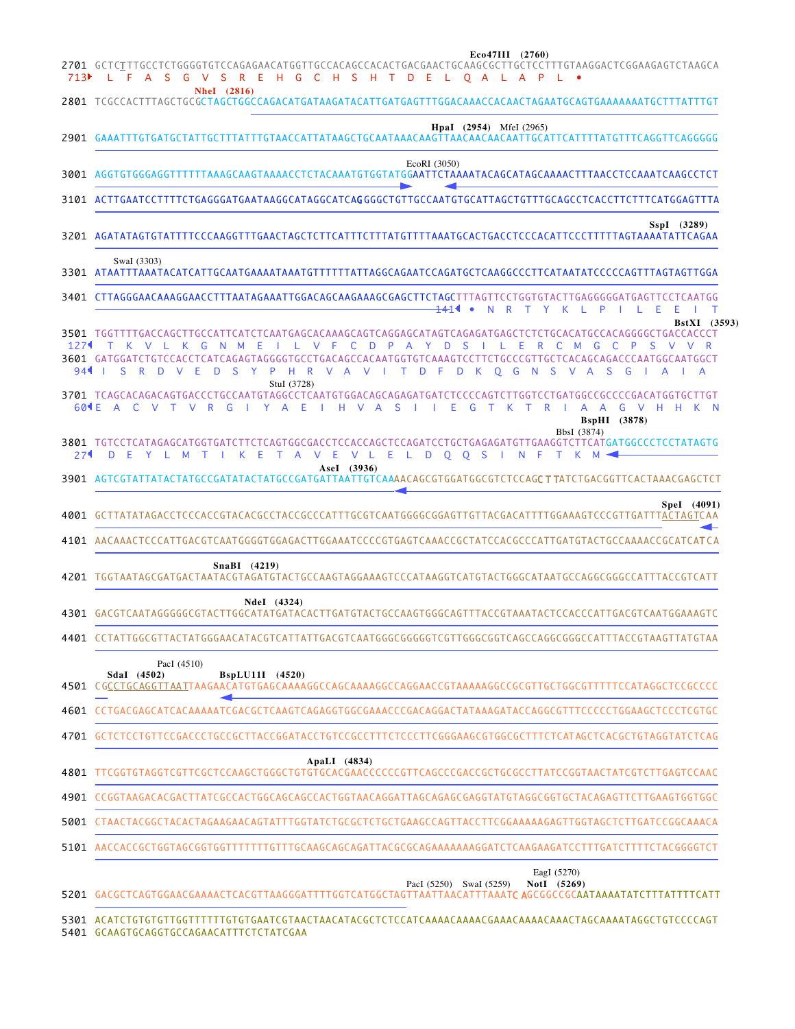```
                                                                            Eco47III   (2760)
2701 GCTCTTTGCCTCTGGGGTGTCCAGAGAACATGGTTGCCACAGCCACACTGACGAACTGCAAGCGCTTGCTCCTTTGTAAGGACTCGGAAGAGTCTAAGCA
713▸  L  F  A  S  G  V  S  R  E  H  G  C  H  S  H  T  D  E  L  Q  A  L  A  P  L  •
                              NheI   (2816)
2801 TCGCCACTTTAGCTGCGCTAGCTGGCCAGACATGATAAGATACATTGATGAGTTTGGACAAACCACAACTAGAATGCAGTGAAAAAAATGCTTTATTTGT

                                                                       HpaI   (2954)   MfeI (2965)
2901 GAAATTTGTGATGCTATTGCTTTATTTGTAACCATTATAAGCTGCAATAAACAAGTTAACAACAACAATTGCATTCATTTTATGTTTCAGGTTCAGGGGG

                                                                  EcoRI (3050)
3001 AGGTGTGGGAGGTTTTTTAAAGCAAGTAAAACCTCTACAAATGTGGTATGGAATTCTAAAATACAGCATAGCAAAACTTTAACCTCCAAATCAAGCCTCT

3101 ACTTGAATCCTTTTCTGAGGGATGAATAAGGCATAGGCATCAGGGGCTGTTGCCAATGTGCATTAGCTGTTTGCAGCCTCACCTTCTTTCATGGAGTTTA

                                                                                              SspI   (3289)
3201 AGATATAGTGTATTTTCCCAAGGTTTGAACTAGCTCTTCATTTCTTTATGTTTTAAATGCACTGACCTCCCACATTCCCTTTTTAGTAAAATATTCAGAA

        SwaI (3303)
3301 ATAATTTAAATACATCATTGCAATGAAAATAAATGTTTTTTATTAGGCAGAATCCAGATGCTCAAGGCCCTTCATAATATCCCCCAGTTTAGTAGTTGGA

3401 CTTAGGGAACAAAGGAACCTTTAATAGAAATTGGACAGCAAGAAAGCGAGCTTCTAGCTTTAGTTCCTGGTGTACTTGAGGGGGGATGAGTTCCTCAATGG
                                                         141◂  •  N  R  T  Y  K  L  P  I  L  E  E  I  T
                                                                                                   BstXI   (3593)
3501 TGGTTTTGACCAGCTTGCCATTCATCTCAATGAGCACAAAGCAGTCAGGAGCATAGTCAGAGATGAGCTCTCTGCACATGCCACAGGGGCTGACCACCCT
127◂  T  K  V  L  K  G  N  M  E  I  L  V  F  C  D  P  A  Y  D  S  I  L  E  R  C  M  G  C  P  S  V  V  R
3601 GATGGATCTGTCCACCTCATCAGAGTAGGGGTGCCTGACAGCCACAATGGTGTCAAAGTCCTTCTGCCCGTTGCTCACAGCAGACCCAATGGCAATGGCT
 94◂  I  S  R  D  V  E  D  S  Y  P  H  R  V  A  V  I  T  D  F  D  K  Q  G  N  S  V  A  S  G  I  A  I  A
                                    StuI (3728)
3701 TCAGCACAGACAGTGACCCTGCCAATGTAGGCCTCAATGTGGACAGCAGAGATGATCTCCCCAGTCTTGGTCCTGATGGCCGCCCCGACATGGTGCTTGT
 60◂ E  A  C  V  T  V  R  G  I  Y  A  E  I  H  V  A  S  I  I  E  G  T  K  T  R  I  A  A  G  V  H  H  K  N
                                                                                        BspHI   (3878)
                                                                                    BbsI (3874)
3801 TGTCCTCATAGAGCATGGTGATCTTCTCAGTGGCGACCTCCACCAGCTCCAGATCCTGCTGAGAGATGTTGAAGGTCTTCATGATGGCCCTCCTATAGTG
 27◂  D  E  Y  L  M  T  I  K  E  T  A  V  E  V  L  E  L  D  Q  Q  S  I  N  F  T  K  M
                                        AseI   (3936)
3901 AGTCGTATTATACTATGCCGATATACTATGCCGATGATTAATTGTCAAAACAGCGTGGATGGCGTCTCCAGCTTATCTGACGGTTCACTAAACGAGCTCT

                                                                                                 SpeI   (4091)
4001 GCTTATATAGACCTCCCACCGTACACGCCTACCGCCCATTTGCGTCAATGGGGCGGAGTTGTTACGACATTTTGGAAAGTCCCGTTGATTTACTAGTCAA

4101 AACAAACTCCCATTGACGTCAATGGGGTGGAGACTTGGAAATCCCCGTGAGTCAAACCGCTATCCACGCCCATTGATGTACTGCCAAAACCGCATCATCA

                        SnaBI   (4219)
4201 TGGTAATAGCGATGACTAATACGTAGATGTACTGCCAAGTAGGAAAGTCCCATAAGGTCATGTACTGGGCATAATGCCAGGCGGGCCATTTACCGTCATT

                            NdeI   (4324)
4301 GACGTCAATAGGGGGCGTACTTGGCATATGATACACTTGATGTACTGCCAAGTGGGCAGTTTACCGTAAATACTCCACCCATTGACGTCAATGGAAAGTC

4401 CCTATTGGCGTTACTATGGGAACATACGTCATTATTGACGTCAATGGGCGGGGGTCGTTGGGCGGTCAGCCAGGCGGGCCATTTACCGTAAGTTATGTAA

          PacI (4510)
   SdaI   (4502)          BspLU11I   (4520)
4501 CGCCTGCAGGTTAATTAAGAACATGTGAGCAAAAGGCCAGCAAAAGGCCAGGAACCGTAAAAAGGCCGCGTTGCTGGCGTTTTTCCATAGGCTCCGCCCC

4601 CCTGACGAGCATCACAAAAATCGACGCTCAAGTCAGAGGTGGCGAAACCCGACAGGACTATAAAGATACCAGGCGTTTCCCCCTGGAAGCTCCCTCGTGC

4701 GCTCTCCTGTTCCGACCCTGCCGCTTACCGGATACCTGTCCGCCTTTCTCCCTTCGGGAAGCGTGGCGCTTTCTCATAGCTCACGCTGTAGGTATCTCAG

                                ApaLI   (4834)
4801 TTCGGTGTAGGTCGTTCGCTCCAAGCTGGGCTGTGTGCACGAACCCCCCGTTCAGCCCGACCGCTGCGCCTTATCCGGTAACTATCGTCTTGAGTCCAAC

4901 CCGGTAAGACACGACTTATCGCCACTGGCAGCAGCCACTGGTAACAGGATTAGCAGAGCGAGGTATGTAGGCGGTGCTACAGAGTTCTTGAAGTGGTGGC

5001 CTAACTACGGCTACACTAGAAGAACAGTATTTGGTATCTGCGCTCTGCTGAAGCCAGTTACCTTCGGAAAAAGAGTTGGTAGCTCTTGATCCGGCAAACA

5101 AACCACCGCTGGTAGCGGTGGTTTTTTTGTTTGCAAGCAGCAGATTACGCGCAGAAAAAAAGGATCTCAAGAAGATCCTTTGATCTTTTCTACGGGGTCT

                                                                                        EagI (5270)
                                                        PacI (5250)   SwaI (5259)   NotI   (5269)
5201 GACGCTCAGTGGAACGAAAACTCACGTTAAGGGATTTTGGTCATGGCTAGTTAATTAACATTTAAATCAGCGGCCGCAATAAAATATCTTTATTTTCATT

5301 ACATCTGTGTGTTGGTTTTTTGTGTGAATCGTAACTAACATACGCTCTCCATCAAAACAAAACGAAACAAAACAAACTAGCAAAATAGGCTGTCCCCAGT
5401 GCAAGTGCAGGTGCCAGAACATTTCTCTATCGAA
```